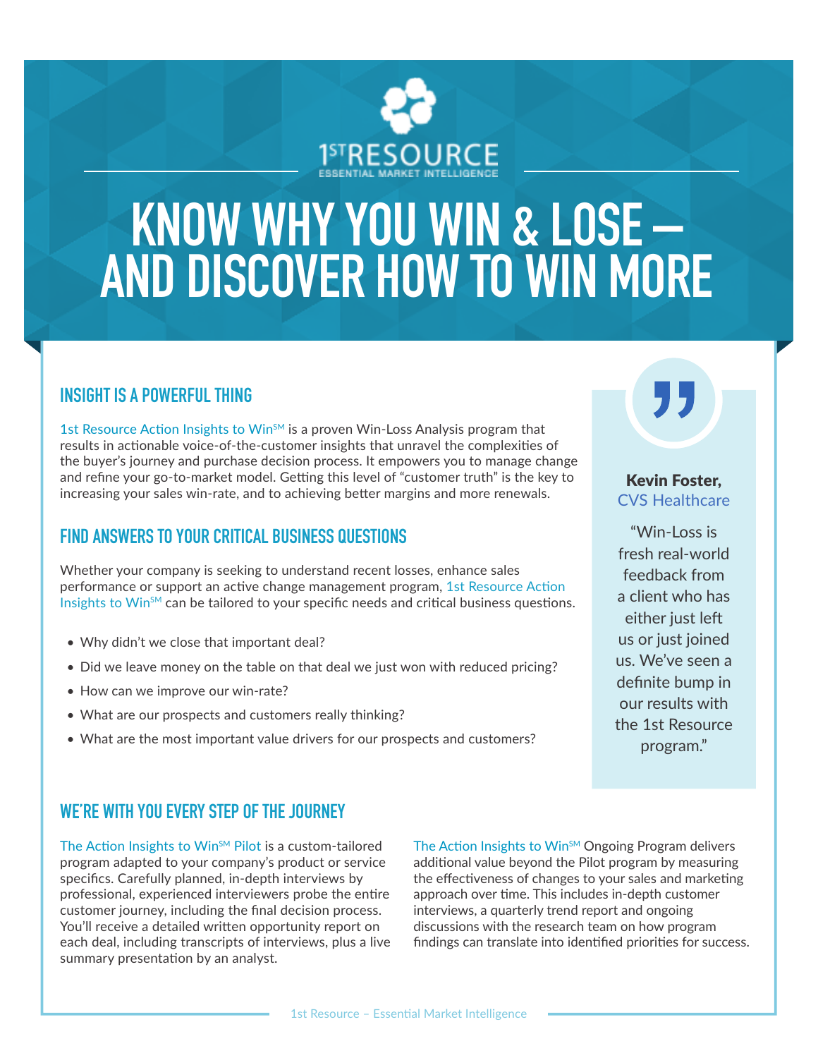1ST RESOURCE
ESSENTIAL MARKET INTELLIGENCE

# KNOW WHY YOU WIN & LOSE – AND DISCOVER HOW TO WIN MORE

## INSIGHT IS A POWERFUL THING

1st Resource Action Insights to Win℠ is a proven Win-Loss Analysis program that results in actionable voice-of-the-customer insights that unravel the complexities of the buyer's journey and purchase decision process. It empowers you to manage change and refine your go-to-market model. Getting this level of "customer truth" is the key to increasing your sales win-rate, and to achieving better margins and more renewals.

## FIND ANSWERS TO YOUR CRITICAL BUSINESS QUESTIONS

Whether your company is seeking to understand recent losses, enhance sales performance or support an active change management program, 1st Resource Action Insights to Win℠ can be tailored to your specific needs and critical business questions.

- Why didn't we close that important deal?
- Did we leave money on the table on that deal we just won with reduced pricing?
- How can we improve our win-rate?
- What are our prospects and customers really thinking?
- What are the most important value drivers for our prospects and customers?

> **Kevin Foster,**
> CVS Healthcare
>
> "Win-Loss is fresh real-world feedback from a client who has either just left us or just joined us. We've seen a definite bump in our results with the 1st Resource program."

## WE'RE WITH YOU EVERY STEP OF THE JOURNEY

The Action Insights to Win℠ Pilot is a custom-tailored program adapted to your company's product or service specifics. Carefully planned, in-depth interviews by professional, experienced interviewers probe the entire customer journey, including the final decision process. You'll receive a detailed written opportunity report on each deal, including transcripts of interviews, plus a live summary presentation by an analyst.

The Action Insights to Win℠ Ongoing Program delivers additional value beyond the Pilot program by measuring the effectiveness of changes to your sales and marketing approach over time. This includes in-depth customer interviews, a quarterly trend report and ongoing discussions with the research team on how program findings can translate into identified priorities for success.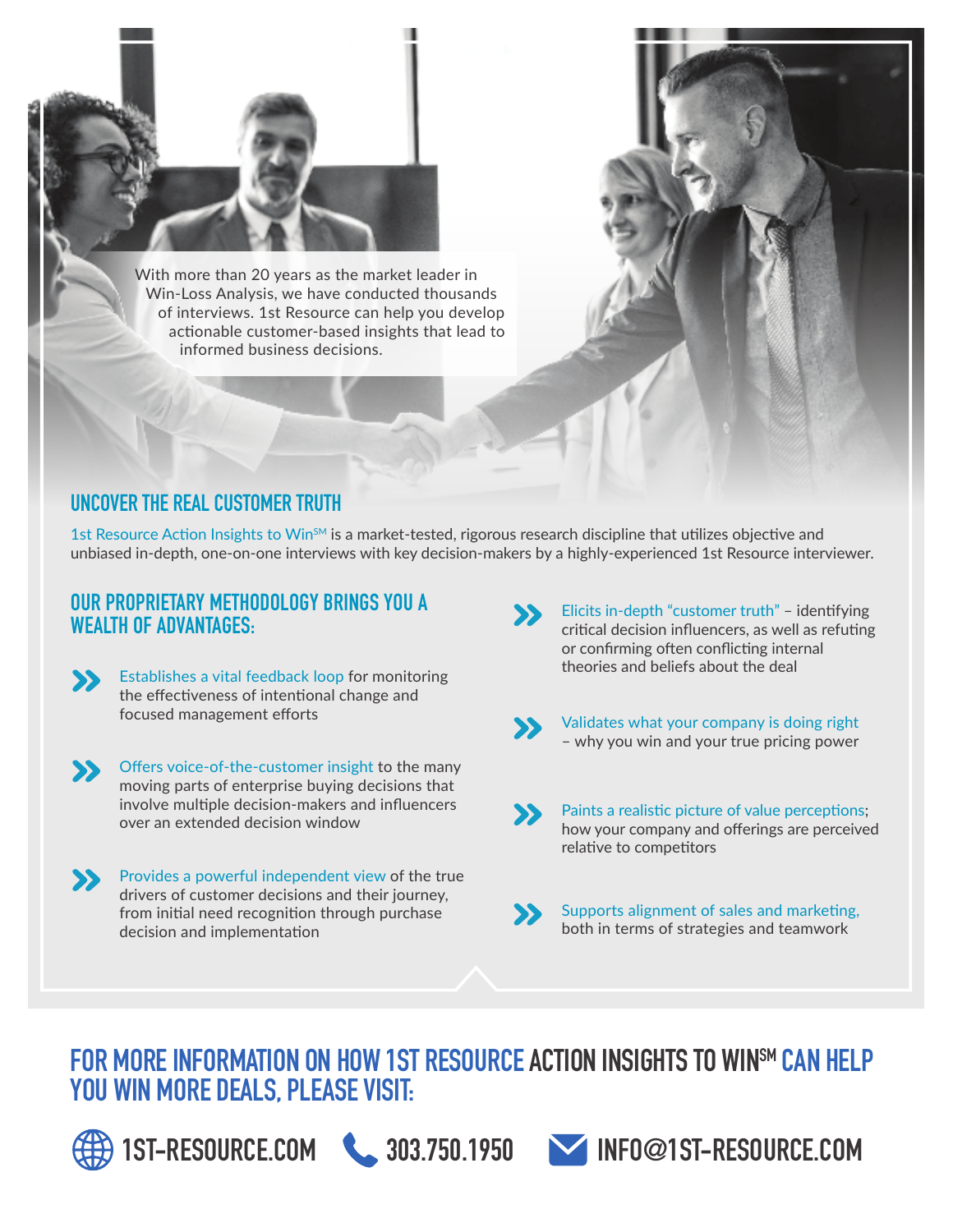With more than 20 years as the market leader in Win-Loss Analysis, we have conducted thousands of interviews. 1st Resource can help you develop actionable customer-based insights that lead to informed business decisions.

## UNCOVER THE REAL CUSTOMER TRUTH

1st Resource Action Insights to Win℠ is a market-tested, rigorous research discipline that utilizes objective and unbiased in-depth, one-on-one interviews with key decision-makers by a highly-experienced 1st Resource interviewer.

## OUR PROPRIETARY METHODOLOGY BRINGS YOU A WEALTH OF ADVANTAGES:

- Establishes a vital feedback loop for monitoring the effectiveness of intentional change and focused management efforts
- Offers voice-of-the-customer insight to the many moving parts of enterprise buying decisions that involve multiple decision-makers and influencers over an extended decision window
- Provides a powerful independent view of the true drivers of customer decisions and their journey, from initial need recognition through purchase decision and implementation
- Elicits in-depth "customer truth" – identifying critical decision influencers, as well as refuting or confirming often conflicting internal theories and beliefs about the deal
- Validates what your company is doing right – why you win and your true pricing power
- Paints a realistic picture of value perceptions; how your company and offerings are perceived relative to competitors
- Supports alignment of sales and marketing, both in terms of strategies and teamwork

## FOR MORE INFORMATION ON HOW 1ST RESOURCE ACTION INSIGHTS TO WIN℠ CAN HELP YOU WIN MORE DEALS, PLEASE VISIT:

1ST-RESOURCE.COM  303.750.1950  INFO@1ST-RESOURCE.COM